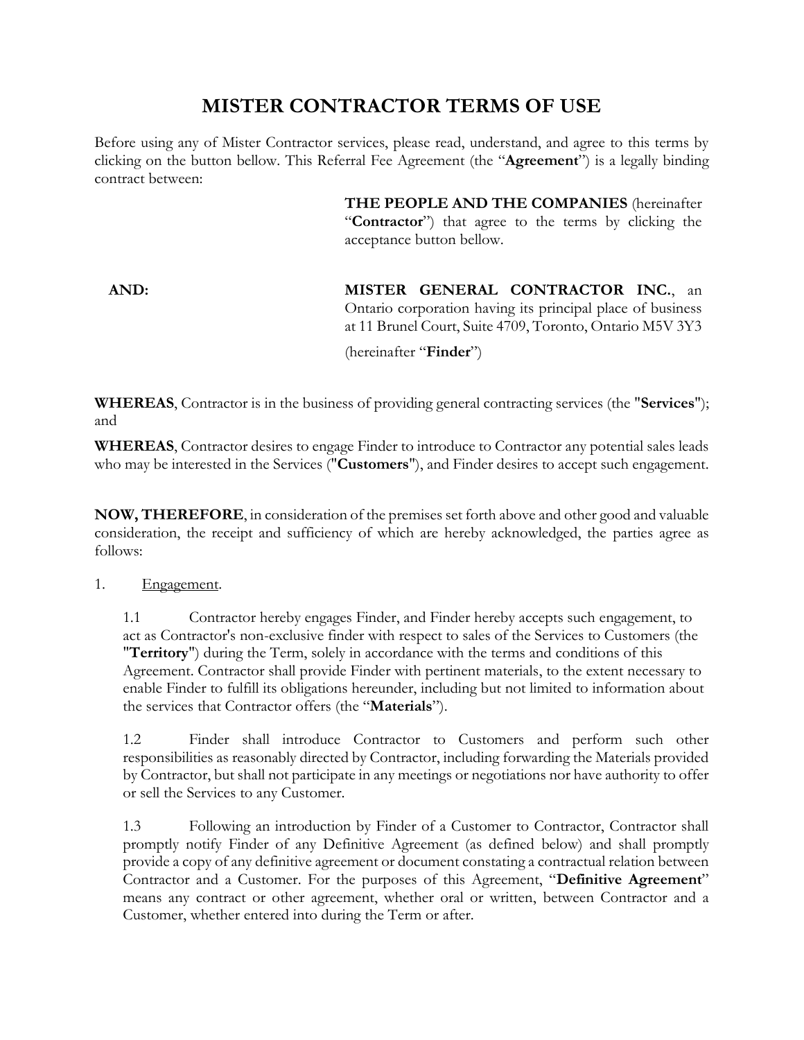# MISTER CONTRACTOR TERMS OF USE

Before using any of Mister Contractor services, please read, understand, and agree to this terms by clicking on the button bellow. This Referral Fee Agreement (the "**Agreement**") is a legally binding contract between:

**THE PEOPLE AND THE COMPANIES** (hereinafter "**Contractor**") that agree to the terms by clicking the acceptance button bellow.

**AND:**

**MISTER GENERAL CONTRACTOR INC.**, an Ontario corporation having its principal place of business at 11 Brunel Court, Suite 4709, Toronto, Ontario M5V 3Y3

(hereinafter "**Finder**")

**WHEREAS**, Contractor is in the business of providing general contracting services (the "**Services**"); and

**WHEREAS**, Contractor desires to engage Finder to introduce to Contractor any potential sales leads who may be interested in the Services ("**Customers**"), and Finder desires to accept such engagement.

**NOW, THEREFORE**, in consideration of the premises set forth above and other good and valuable consideration, the receipt and sufficiency of which are hereby acknowledged, the parties agree as follows:

1. <u>Engagement</u>.

1.1 Contractor hereby engages Finder, and Finder hereby accepts such engagement, to act as Contractor's non-exclusive finder with respect to sales of the Services to Customers (the "**Territory**") during the Term, solely in accordance with the terms and conditions of this Agreement. Contractor shall provide Finder with pertinent materials, to the extent necessary to enable Finder to fulfill its obligations hereunder, including but not limited to information about the services that Contractor offers (the "**Materials**").

1.2 Finder shall introduce Contractor to Customers and perform such other responsibilities as reasonably directed by Contractor, including forwarding the Materials provided by Contractor, but shall not participate in any meetings or negotiations nor have authority to offer or sell the Services to any Customer.

1.3 Following an introduction by Finder of a Customer to Contractor, Contractor shall promptly notify Finder of any Definitive Agreement (as defined below) and shall promptly provide a copy of any definitive agreement or document constating a contractual relation between Contractor and a Customer. For the purposes of this Agreement, "**Definitive Agreement**" means any contract or other agreement, whether oral or written, between Contractor and a Customer, whether entered into during the Term or after.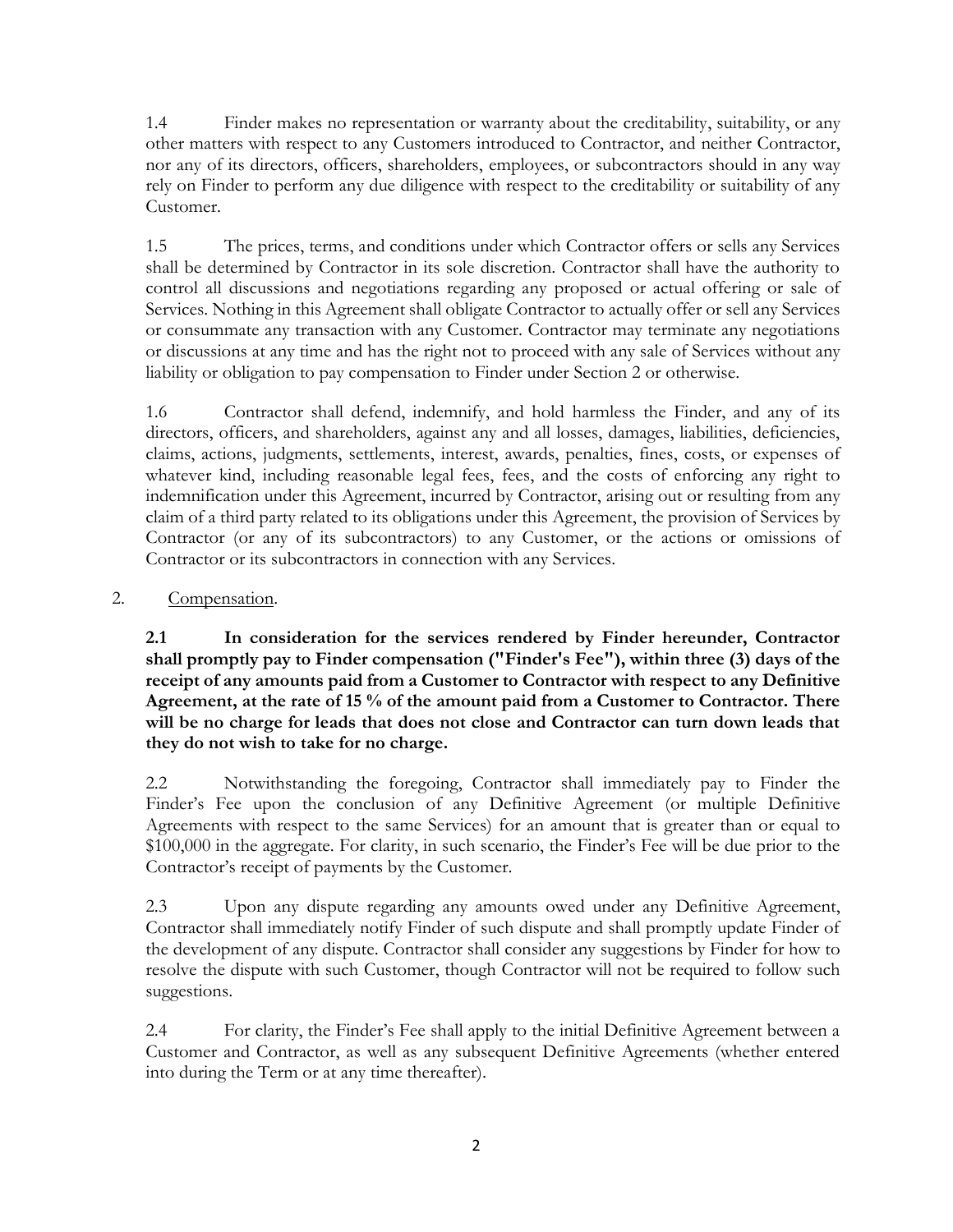1.4 Finder makes no representation or warranty about the creditability, suitability, or any other matters with respect to any Customers introduced to Contractor, and neither Contractor, nor any of its directors, officers, shareholders, employees, or subcontractors should in any way rely on Finder to perform any due diligence with respect to the creditability or suitability of any Customer.

1.5 The prices, terms, and conditions under which Contractor offers or sells any Services shall be determined by Contractor in its sole discretion. Contractor shall have the authority to control all discussions and negotiations regarding any proposed or actual offering or sale of Services. Nothing in this Agreement shall obligate Contractor to actually offer or sell any Services or consummate any transaction with any Customer. Contractor may terminate any negotiations or discussions at any time and has the right not to proceed with any sale of Services without any liability or obligation to pay compensation to Finder under Section 2 or otherwise.

1.6 Contractor shall defend, indemnify, and hold harmless the Finder, and any of its directors, officers, and shareholders, against any and all losses, damages, liabilities, deficiencies, claims, actions, judgments, settlements, interest, awards, penalties, fines, costs, or expenses of whatever kind, including reasonable legal fees, fees, and the costs of enforcing any right to indemnification under this Agreement, incurred by Contractor, arising out or resulting from any claim of a third party related to its obligations under this Agreement, the provision of Services by Contractor (or any of its subcontractors) to any Customer, or the actions or omissions of Contractor or its subcontractors in connection with any Services.

2. Compensation.

**2.1 In consideration for the services rendered by Finder hereunder, Contractor shall promptly pay to Finder compensation ("Finder's Fee"), within three (3) days of the receipt of any amounts paid from a Customer to Contractor with respect to any Definitive Agreement, at the rate of 15 % of the amount paid from a Customer to Contractor. There will be no charge for leads that does not close and Contractor can turn down leads that they do not wish to take for no charge.**

2.2 Notwithstanding the foregoing, Contractor shall immediately pay to Finder the Finder's Fee upon the conclusion of any Definitive Agreement (or multiple Definitive Agreements with respect to the same Services) for an amount that is greater than or equal to \$100,000 in the aggregate. For clarity, in such scenario, the Finder's Fee will be due prior to the Contractor's receipt of payments by the Customer.

2.3 Upon any dispute regarding any amounts owed under any Definitive Agreement, Contractor shall immediately notify Finder of such dispute and shall promptly update Finder of the development of any dispute. Contractor shall consider any suggestions by Finder for how to resolve the dispute with such Customer, though Contractor will not be required to follow such suggestions.

2.4 For clarity, the Finder's Fee shall apply to the initial Definitive Agreement between a Customer and Contractor, as well as any subsequent Definitive Agreements (whether entered into during the Term or at any time thereafter).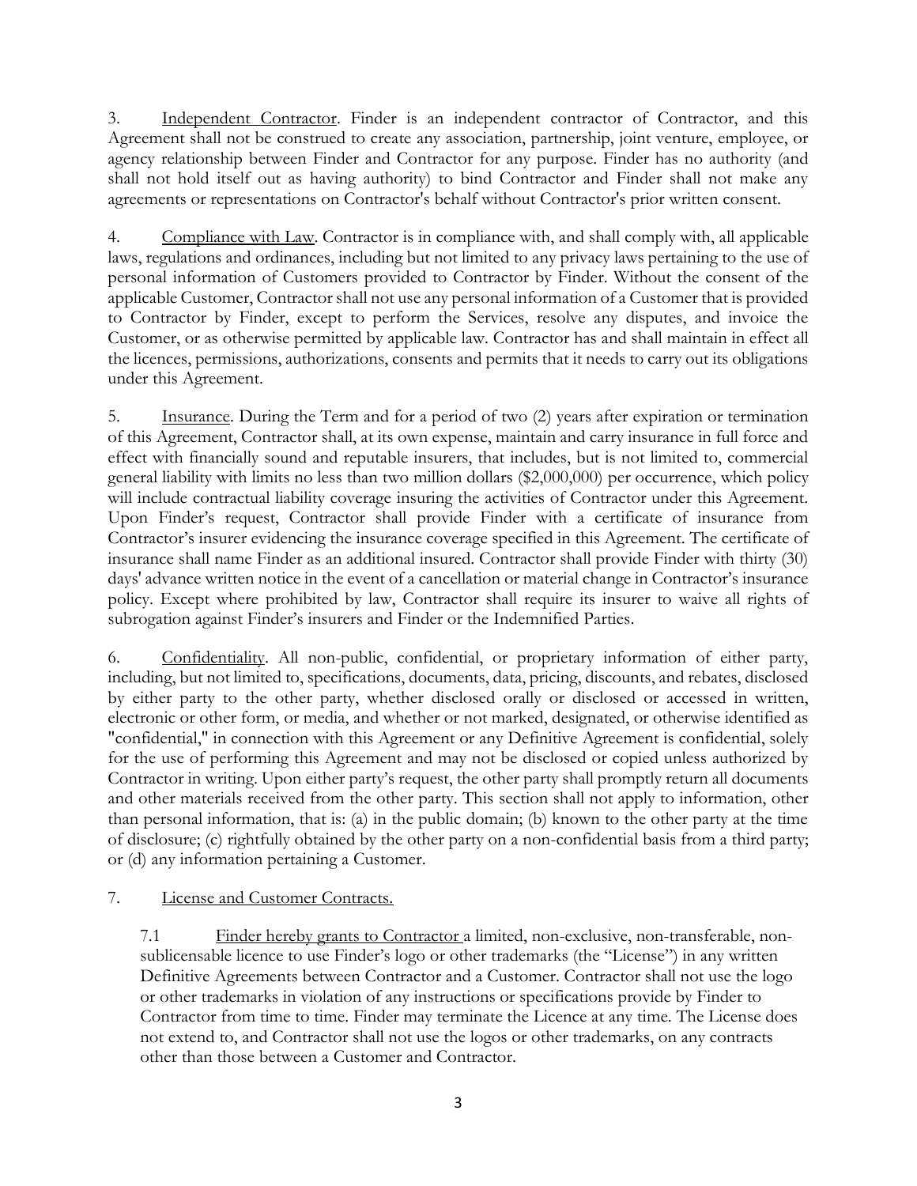3. Independent Contractor. Finder is an independent contractor of Contractor, and this Agreement shall not be construed to create any association, partnership, joint venture, employee, or agency relationship between Finder and Contractor for any purpose. Finder has no authority (and shall not hold itself out as having authority) to bind Contractor and Finder shall not make any agreements or representations on Contractor's behalf without Contractor's prior written consent.

4. Compliance with Law. Contractor is in compliance with, and shall comply with, all applicable laws, regulations and ordinances, including but not limited to any privacy laws pertaining to the use of personal information of Customers provided to Contractor by Finder. Without the consent of the applicable Customer, Contractor shall not use any personal information of a Customer that is provided to Contractor by Finder, except to perform the Services, resolve any disputes, and invoice the Customer, or as otherwise permitted by applicable law. Contractor has and shall maintain in effect all the licences, permissions, authorizations, consents and permits that it needs to carry out its obligations under this Agreement.

5. Insurance. During the Term and for a period of two (2) years after expiration or termination of this Agreement, Contractor shall, at its own expense, maintain and carry insurance in full force and effect with financially sound and reputable insurers, that includes, but is not limited to, commercial general liability with limits no less than two million dollars ($2,000,000) per occurrence, which policy will include contractual liability coverage insuring the activities of Contractor under this Agreement. Upon Finder's request, Contractor shall provide Finder with a certificate of insurance from Contractor's insurer evidencing the insurance coverage specified in this Agreement. The certificate of insurance shall name Finder as an additional insured. Contractor shall provide Finder with thirty (30) days' advance written notice in the event of a cancellation or material change in Contractor's insurance policy. Except where prohibited by law, Contractor shall require its insurer to waive all rights of subrogation against Finder's insurers and Finder or the Indemnified Parties.

6. Confidentiality. All non-public, confidential, or proprietary information of either party, including, but not limited to, specifications, documents, data, pricing, discounts, and rebates, disclosed by either party to the other party, whether disclosed orally or disclosed or accessed in written, electronic or other form, or media, and whether or not marked, designated, or otherwise identified as "confidential," in connection with this Agreement or any Definitive Agreement is confidential, solely for the use of performing this Agreement and may not be disclosed or copied unless authorized by Contractor in writing. Upon either party's request, the other party shall promptly return all documents and other materials received from the other party. This section shall not apply to information, other than personal information, that is: (a) in the public domain; (b) known to the other party at the time of disclosure; (c) rightfully obtained by the other party on a non-confidential basis from a third party; or (d) any information pertaining a Customer.

7. License and Customer Contracts.

7.1 Finder hereby grants to Contractor a limited, non-exclusive, non-transferable, non-sublicensable licence to use Finder's logo or other trademarks (the "License") in any written Definitive Agreements between Contractor and a Customer. Contractor shall not use the logo or other trademarks in violation of any instructions or specifications provide by Finder to Contractor from time to time. Finder may terminate the Licence at any time. The License does not extend to, and Contractor shall not use the logos or other trademarks, on any contracts other than those between a Customer and Contractor.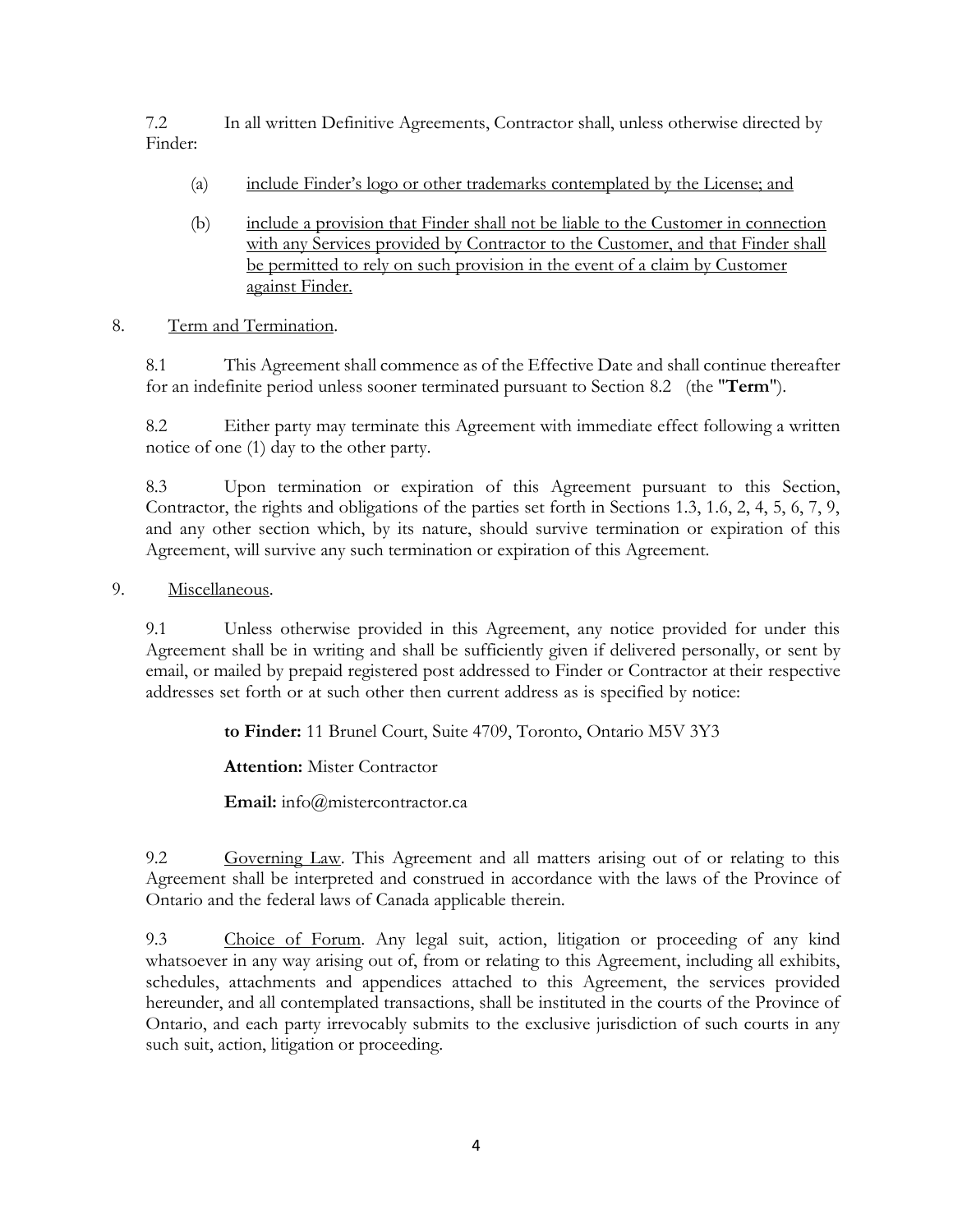7.2 In all written Definitive Agreements, Contractor shall, unless otherwise directed by Finder:

(a) include Finder's logo or other trademarks contemplated by the License; and

(b) include a provision that Finder shall not be liable to the Customer in connection with any Services provided by Contractor to the Customer, and that Finder shall be permitted to rely on such provision in the event of a claim by Customer against Finder.

8. Term and Termination.

8.1 This Agreement shall commence as of the Effective Date and shall continue thereafter for an indefinite period unless sooner terminated pursuant to Section 8.2 (the "**Term**").

8.2 Either party may terminate this Agreement with immediate effect following a written notice of one (1) day to the other party.

8.3 Upon termination or expiration of this Agreement pursuant to this Section, Contractor, the rights and obligations of the parties set forth in Sections 1.3, 1.6, 2, 4, 5, 6, 7, 9, and any other section which, by its nature, should survive termination or expiration of this Agreement, will survive any such termination or expiration of this Agreement.

9. Miscellaneous.

9.1 Unless otherwise provided in this Agreement, any notice provided for under this Agreement shall be in writing and shall be sufficiently given if delivered personally, or sent by email, or mailed by prepaid registered post addressed to Finder or Contractor at their respective addresses set forth or at such other then current address as is specified by notice:

**to Finder:** 11 Brunel Court, Suite 4709, Toronto, Ontario M5V 3Y3

**Attention:** Mister Contractor

**Email:** info@mistercontractor.ca

9.2 Governing Law. This Agreement and all matters arising out of or relating to this Agreement shall be interpreted and construed in accordance with the laws of the Province of Ontario and the federal laws of Canada applicable therein.

9.3 Choice of Forum. Any legal suit, action, litigation or proceeding of any kind whatsoever in any way arising out of, from or relating to this Agreement, including all exhibits, schedules, attachments and appendices attached to this Agreement, the services provided hereunder, and all contemplated transactions, shall be instituted in the courts of the Province of Ontario, and each party irrevocably submits to the exclusive jurisdiction of such courts in any such suit, action, litigation or proceeding.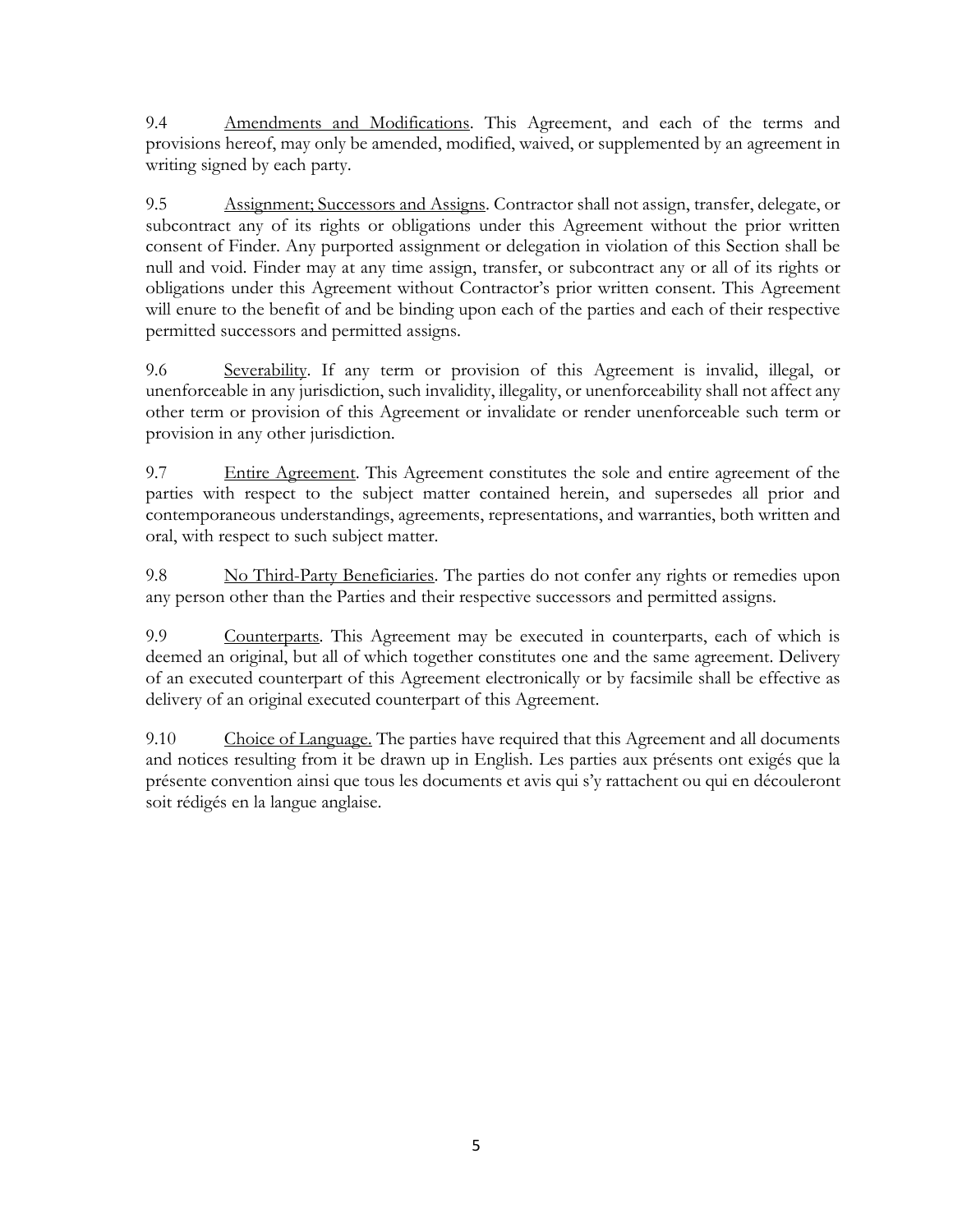9.4 Amendments and Modifications. This Agreement, and each of the terms and provisions hereof, may only be amended, modified, waived, or supplemented by an agreement in writing signed by each party.

9.5 Assignment; Successors and Assigns. Contractor shall not assign, transfer, delegate, or subcontract any of its rights or obligations under this Agreement without the prior written consent of Finder. Any purported assignment or delegation in violation of this Section shall be null and void. Finder may at any time assign, transfer, or subcontract any or all of its rights or obligations under this Agreement without Contractor's prior written consent. This Agreement will enure to the benefit of and be binding upon each of the parties and each of their respective permitted successors and permitted assigns.

9.6 Severability. If any term or provision of this Agreement is invalid, illegal, or unenforceable in any jurisdiction, such invalidity, illegality, or unenforceability shall not affect any other term or provision of this Agreement or invalidate or render unenforceable such term or provision in any other jurisdiction.

9.7 Entire Agreement. This Agreement constitutes the sole and entire agreement of the parties with respect to the subject matter contained herein, and supersedes all prior and contemporaneous understandings, agreements, representations, and warranties, both written and oral, with respect to such subject matter.

9.8 No Third-Party Beneficiaries. The parties do not confer any rights or remedies upon any person other than the Parties and their respective successors and permitted assigns.

9.9 Counterparts. This Agreement may be executed in counterparts, each of which is deemed an original, but all of which together constitutes one and the same agreement. Delivery of an executed counterpart of this Agreement electronically or by facsimile shall be effective as delivery of an original executed counterpart of this Agreement.

9.10 Choice of Language. The parties have required that this Agreement and all documents and notices resulting from it be drawn up in English. Les parties aux présents ont exigés que la présente convention ainsi que tous les documents et avis qui s'y rattachent ou qui en découleront soit rédigés en la langue anglaise.